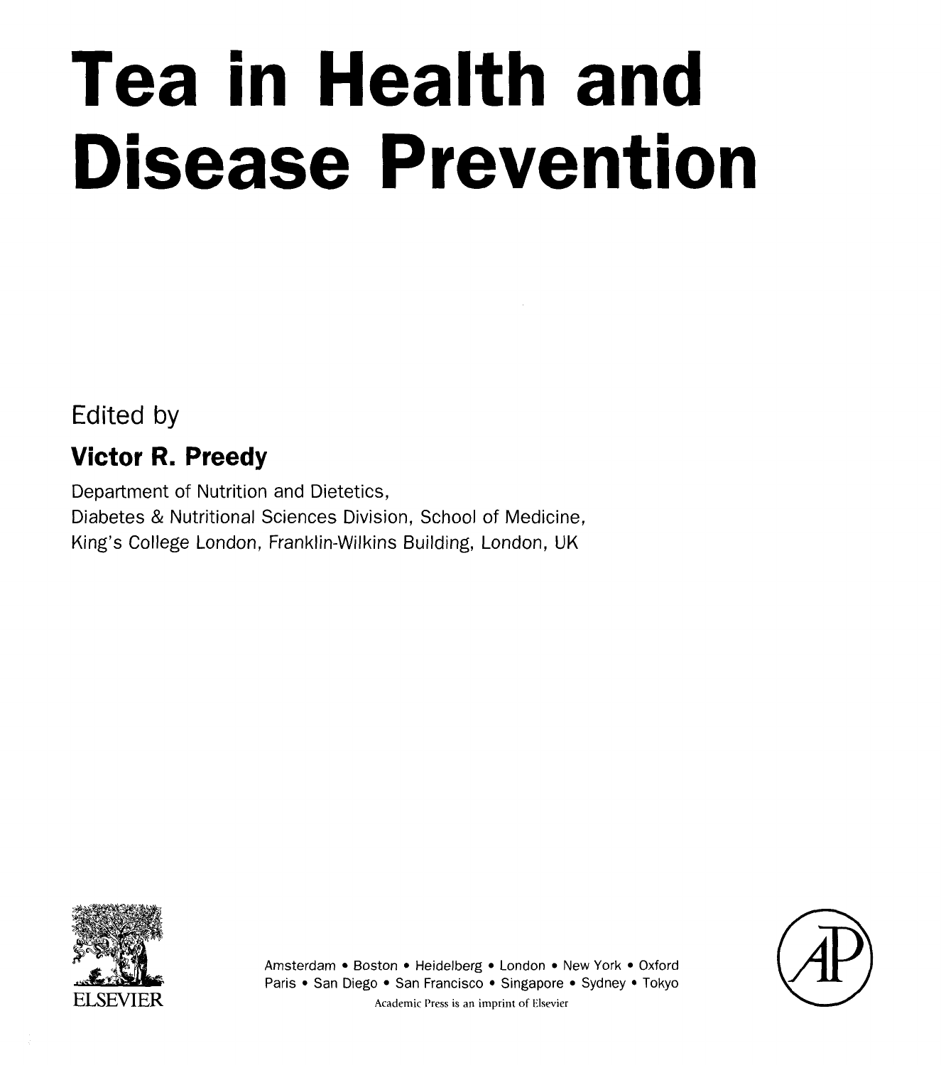# Tea in Health and Disease Prevention

Edited by

**Victor R. Preedy**

Department of Nutrition and Dietetics,
Diabetes & Nutritional Sciences Division, School of Medicine,
King's College London, Franklin-Wilkins Building, London, UK

ELSEVIER

Amsterdam • Boston • Heidelberg • London • New York • Oxford
Paris • San Diego • San Francisco • Singapore • Sydney • Tokyo
Academic Press is an imprint of Elsevier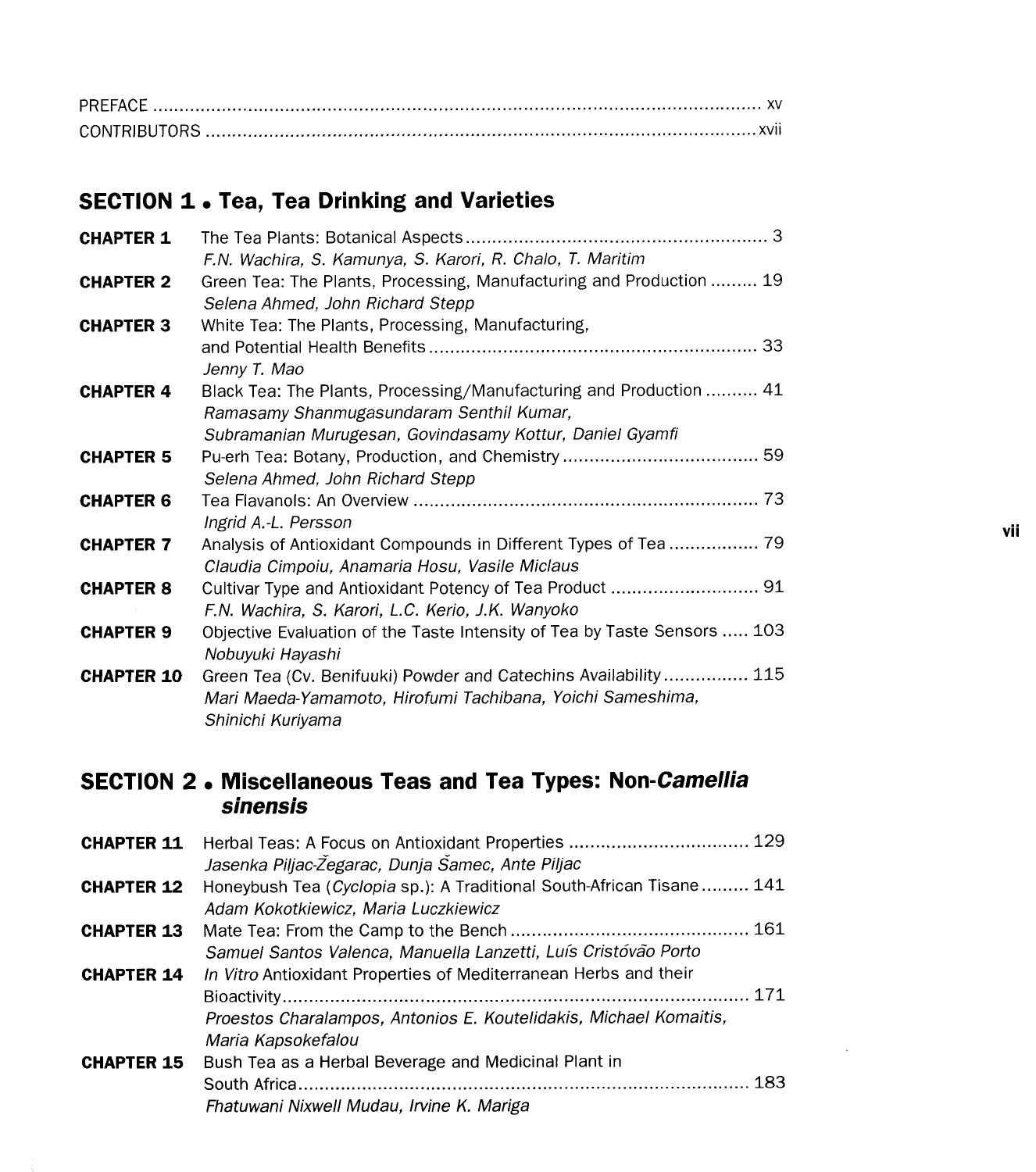PREFACE ..... xv
CONTRIBUTORS ..... xvii

## SECTION 1 • Tea, Tea Drinking and Varieties

**CHAPTER 1** The Tea Plants: Botanical Aspects ..... 3
*F.N. Wachira, S. Kamunya, S. Karori, R. Chalo, T. Maritim*

**CHAPTER 2** Green Tea: The Plants, Processing, Manufacturing and Production ..... 19
*Selena Ahmed, John Richard Stepp*

**CHAPTER 3** White Tea: The Plants, Processing, Manufacturing, and Potential Health Benefits ..... 33
*Jenny T. Mao*

**CHAPTER 4** Black Tea: The Plants, Processing/Manufacturing and Production ..... 41
*Ramasamy Shanmugasundaram Senthil Kumar, Subramanian Murugesan, Govindasamy Kottur, Daniel Gyamfi*

**CHAPTER 5** Pu-erh Tea: Botany, Production, and Chemistry ..... 59
*Selena Ahmed, John Richard Stepp*

**CHAPTER 6** Tea Flavanols: An Overview ..... 73
*Ingrid A.-L. Persson*

**CHAPTER 7** Analysis of Antioxidant Compounds in Different Types of Tea ..... 79
*Claudia Cimpoiu, Anamaria Hosu, Vasile Miclaus*

**CHAPTER 8** Cultivar Type and Antioxidant Potency of Tea Product ..... 91
*F.N. Wachira, S. Karori, L.C. Kerio, J.K. Wanyoko*

**CHAPTER 9** Objective Evaluation of the Taste Intensity of Tea by Taste Sensors ..... 103
*Nobuyuki Hayashi*

**CHAPTER 10** Green Tea (Cv. Benifuuki) Powder and Catechins Availability ..... 115
*Mari Maeda-Yamamoto, Hirofumi Tachibana, Yoichi Sameshima, Shinichi Kuriyama*

## SECTION 2 • Miscellaneous Teas and Tea Types: Non-*Camellia sinensis*

**CHAPTER 11** Herbal Teas: A Focus on Antioxidant Properties ..... 129
*Jasenka Piljac-Žegarac, Dunja Šamec, Ante Piljac*

**CHAPTER 12** Honeybush Tea (*Cyclopia* sp.): A Traditional South-African Tisane ..... 141
*Adam Kokotkiewicz, Maria Luczkiewicz*

**CHAPTER 13** Mate Tea: From the Camp to the Bench ..... 161
*Samuel Santos Valenca, Manuella Lanzetti, Luís Cristóvão Porto*

**CHAPTER 14** *In Vitro* Antioxidant Properties of Mediterranean Herbs and their Bioactivity ..... 171
*Proestos Charalampos, Antonios E. Koutelidakis, Michael Komaitis, Maria Kapsokefalou*

**CHAPTER 15** Bush Tea as a Herbal Beverage and Medicinal Plant in South Africa ..... 183
*Fhatuwani Nixwell Mudau, Irvine K. Mariga*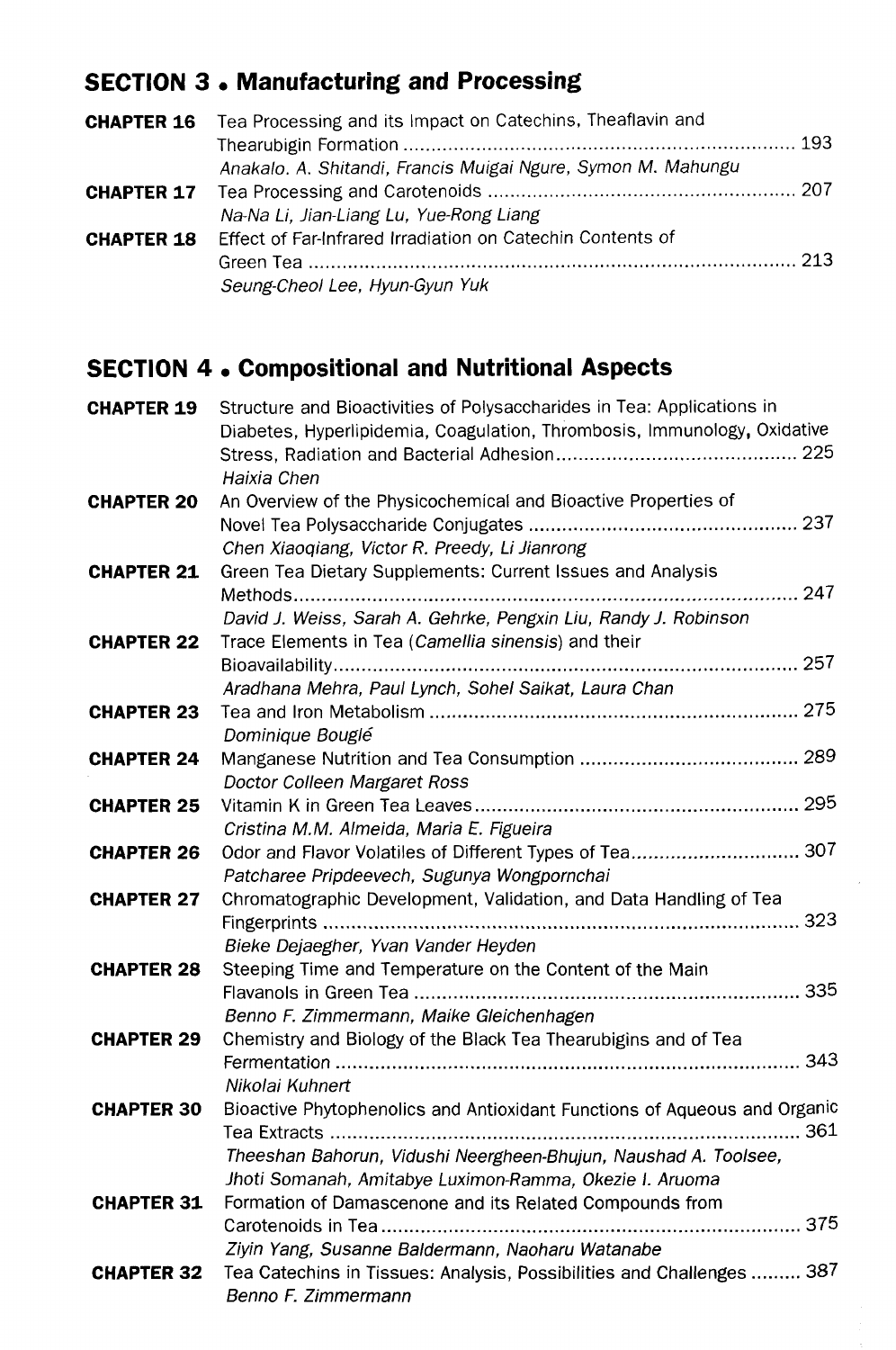## SECTION 3 • Manufacturing and Processing

**CHAPTER 16** Tea Processing and its Impact on Catechins, Theaflavin and Thearubigin Formation ........ 193
*Anakalo. A. Shitandi, Francis Muigai Ngure, Symon M. Mahungu*

**CHAPTER 17** Tea Processing and Carotenoids ........ 207
*Na-Na Li, Jian-Liang Lu, Yue-Rong Liang*

**CHAPTER 18** Effect of Far-Infrared Irradiation on Catechin Contents of Green Tea ........ 213
*Seung-Cheol Lee, Hyun-Gyun Yuk*

## SECTION 4 • Compositional and Nutritional Aspects

**CHAPTER 19** Structure and Bioactivities of Polysaccharides in Tea: Applications in Diabetes, Hyperlipidemia, Coagulation, Thrombosis, Immunology, Oxidative Stress, Radiation and Bacterial Adhesion ........ 225
*Haixia Chen*

**CHAPTER 20** An Overview of the Physicochemical and Bioactive Properties of Novel Tea Polysaccharide Conjugates ........ 237
*Chen Xiaoqiang, Victor R. Preedy, Li Jianrong*

**CHAPTER 21** Green Tea Dietary Supplements: Current Issues and Analysis Methods ........ 247
*David J. Weiss, Sarah A. Gehrke, Pengxin Liu, Randy J. Robinson*

**CHAPTER 22** Trace Elements in Tea (*Camellia sinensis*) and their Bioavailability ........ 257
*Aradhana Mehra, Paul Lynch, Sohel Saikat, Laura Chan*

**CHAPTER 23** Tea and Iron Metabolism ........ 275
*Dominique Bouglé*

**CHAPTER 24** Manganese Nutrition and Tea Consumption ........ 289
*Doctor Colleen Margaret Ross*

**CHAPTER 25** Vitamin K in Green Tea Leaves ........ 295
*Cristina M.M. Almeida, Maria E. Figueira*

**CHAPTER 26** Odor and Flavor Volatiles of Different Types of Tea ........ 307
*Patcharee Pripdeevech, Sugunya Wongpornchai*

**CHAPTER 27** Chromatographic Development, Validation, and Data Handling of Tea Fingerprints ........ 323
*Bieke Dejaegher, Yvan Vander Heyden*

**CHAPTER 28** Steeping Time and Temperature on the Content of the Main Flavanols in Green Tea ........ 335
*Benno F. Zimmermann, Maike Gleichenhagen*

**CHAPTER 29** Chemistry and Biology of the Black Tea Thearubigins and of Tea Fermentation ........ 343
*Nikolai Kuhnert*

**CHAPTER 30** Bioactive Phytophenolics and Antioxidant Functions of Aqueous and Organic Tea Extracts ........ 361
*Theeshan Bahorun, Vidushi Neergheen-Bhujun, Naushad A. Toolsee, Jhoti Somanah, Amitabye Luximon-Ramma, Okezie I. Aruoma*

**CHAPTER 31** Formation of Damascenone and its Related Compounds from Carotenoids in Tea ........ 375
*Ziyin Yang, Susanne Baldermann, Naoharu Watanabe*

**CHAPTER 32** Tea Catechins in Tissues: Analysis, Possibilities and Challenges ........ 387
*Benno F. Zimmermann*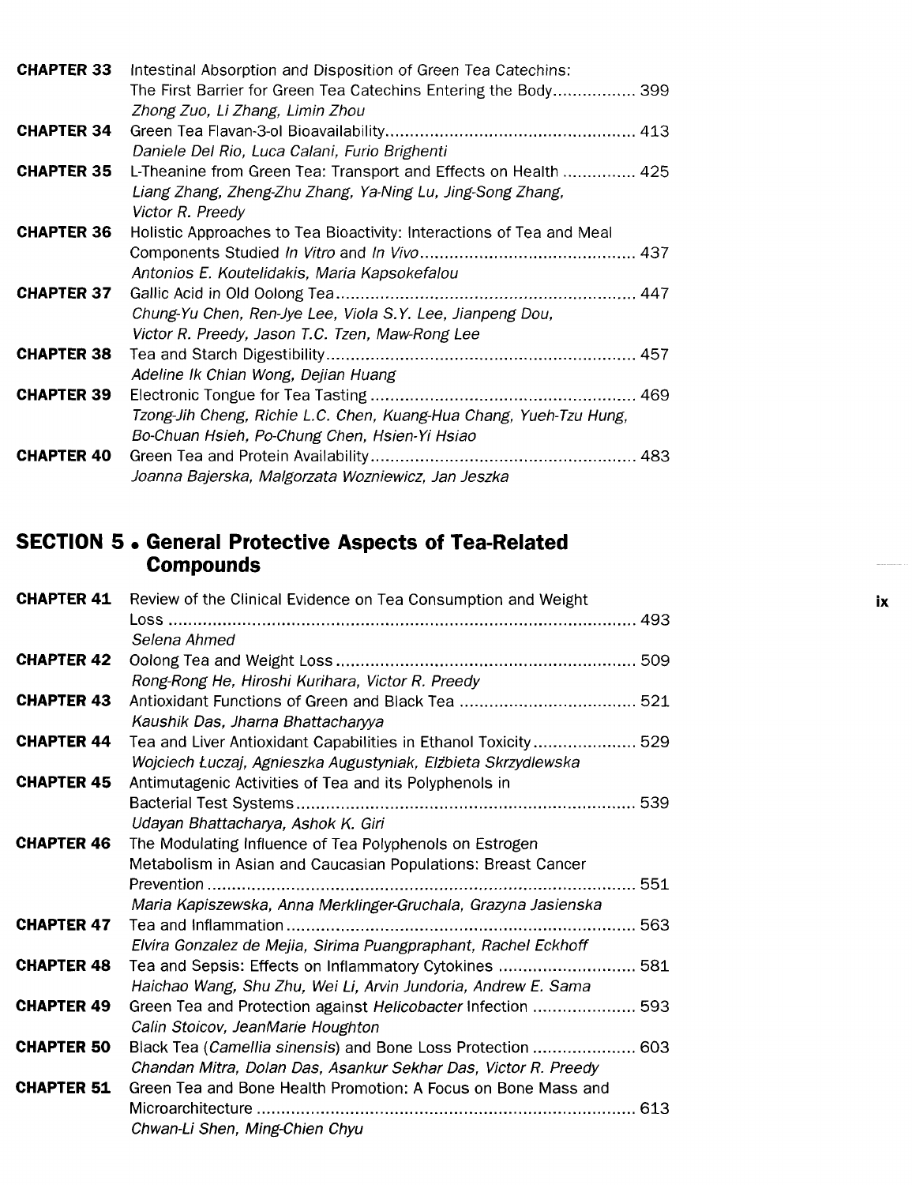**CHAPTER 33** Intestinal Absorption and Disposition of Green Tea Catechins: The First Barrier for Green Tea Catechins Entering the Body ................. 399
*Zhong Zuo, Li Zhang, Limin Zhou*

**CHAPTER 34** Green Tea Flavan-3-ol Bioavailability ................................................... 413
*Daniele Del Rio, Luca Calani, Furio Brighenti*

**CHAPTER 35** L-Theanine from Green Tea: Transport and Effects on Health ............... 425
*Liang Zhang, Zheng-Zhu Zhang, Ya-Ning Lu, Jing-Song Zhang, Victor R. Preedy*

**CHAPTER 36** Holistic Approaches to Tea Bioactivity: Interactions of Tea and Meal Components Studied *In Vitro* and *In Vivo* ............................................ 437
*Antonios E. Koutelidakis, Maria Kapsokefalou*

**CHAPTER 37** Gallic Acid in Old Oolong Tea ............................................................. 447
*Chung-Yu Chen, Ren-Jye Lee, Viola S.Y. Lee, Jianpeng Dou, Victor R. Preedy, Jason T.C. Tzen, Maw-Rong Lee*

**CHAPTER 38** Tea and Starch Digestibility ................................................................. 457
*Adeline Ik Chian Wong, Dejian Huang*

**CHAPTER 39** Electronic Tongue for Tea Tasting ....................................................... 469
*Tzong-Jih Cheng, Richie L.C. Chen, Kuang-Hua Chang, Yueh-Tzu Hung, Bo-Chuan Hsieh, Po-Chung Chen, Hsien-Yi Hsiao*

**CHAPTER 40** Green Tea and Protein Availability ....................................................... 483
*Joanna Bajerska, Malgorzata Wozniewicz, Jan Jeszka*

## SECTION 5 • General Protective Aspects of Tea-Related Compounds

**CHAPTER 41** Review of the Clinical Evidence on Tea Consumption and Weight Loss ................................................................................................ 493
*Selena Ahmed*

**CHAPTER 42** Oolong Tea and Weight Loss ............................................................. 509
*Rong-Rong He, Hiroshi Kurihara, Victor R. Preedy*

**CHAPTER 43** Antioxidant Functions of Green and Black Tea .................................... 521
*Kaushik Das, Jharna Bhattacharyya*

**CHAPTER 44** Tea and Liver Antioxidant Capabilities in Ethanol Toxicity ..................... 529
*Wojciech Łuczaj, Agnieszka Augustyniak, Elżbieta Skrzydlewska*

**CHAPTER 45** Antimutagenic Activities of Tea and its Polyphenols in Bacterial Test Systems ...................................................................... 539
*Udayan Bhattacharya, Ashok K. Giri*

**CHAPTER 46** The Modulating Influence of Tea Polyphenols on Estrogen Metabolism in Asian and Caucasian Populations: Breast Cancer Prevention ........................................................................................ 551
*Maria Kapiszewska, Anna Merklinger-Gruchala, Grazyna Jasienska*

**CHAPTER 47** Tea and Inflammation ........................................................................ 563
*Elvira Gonzalez de Mejia, Sirima Puangpraphant, Rachel Eckhoff*

**CHAPTER 48** Tea and Sepsis: Effects on Inflammatory Cytokines ............................ 581
*Haichao Wang, Shu Zhu, Wei Li, Arvin Jundoria, Andrew E. Sama*

**CHAPTER 49** Green Tea and Protection against *Helicobacter* Infection ...................... 593
*Calin Stoicov, JeanMarie Houghton*

**CHAPTER 50** Black Tea (*Camellia sinensis*) and Bone Loss Protection ...................... 603
*Chandan Mitra, Dolan Das, Asankur Sekhar Das, Victor R. Preedy*

**CHAPTER 51** Green Tea and Bone Health Promotion: A Focus on Bone Mass and Microarchitecture .............................................................................. 613
*Chwan-Li Shen, Ming-Chien Chyu*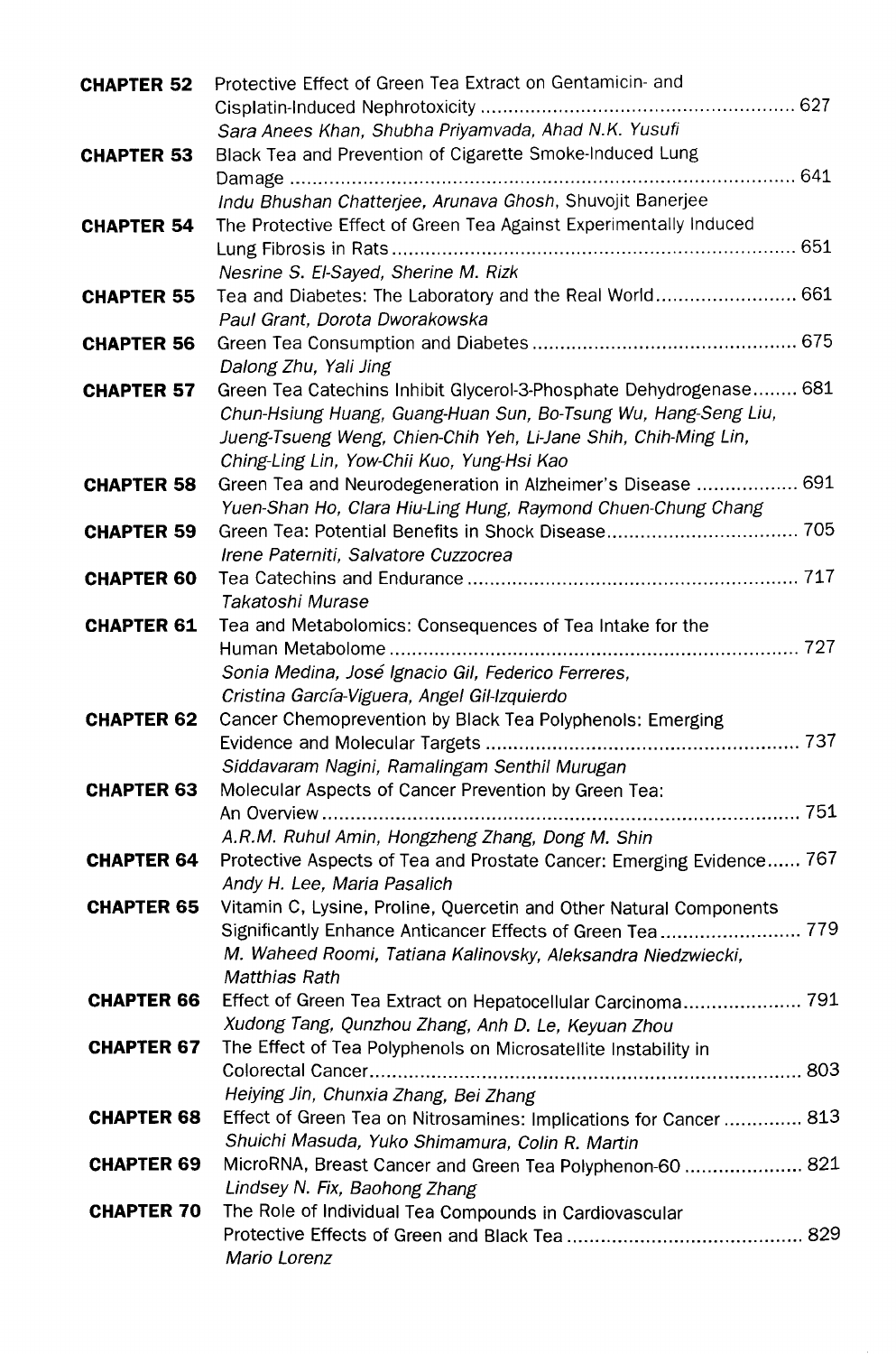**CHAPTER 52** Protective Effect of Green Tea Extract on Gentamicin- and Cisplatin-Induced Nephrotoxicity ........................................................ 627
*Sara Anees Khan, Shubha Priyamvada, Ahad N.K. Yusufi*

**CHAPTER 53** Black Tea and Prevention of Cigarette Smoke-Induced Lung Damage ........................................................................................ 641
*Indu Bhushan Chatterjee, Arunava Ghosh,* Shuvojit Banerjee

**CHAPTER 54** The Protective Effect of Green Tea Against Experimentally Induced Lung Fibrosis in Rats ........................................................................ 651
*Nesrine S. El-Sayed, Sherine M. Rizk*

**CHAPTER 55** Tea and Diabetes: The Laboratory and the Real World......................... 661
*Paul Grant, Dorota Dworakowska*

**CHAPTER 56** Green Tea Consumption and Diabetes ............................................... 675
*Dalong Zhu, Yali Jing*

**CHAPTER 57** Green Tea Catechins Inhibit Glycerol-3-Phosphate Dehydrogenase........ 681
*Chun-Hsiung Huang, Guang-Huan Sun, Bo-Tsung Wu, Hang-Seng Liu, Jueng-Tsueng Weng, Chien-Chih Yeh, Li-Jane Shih, Chih-Ming Lin, Ching-Ling Lin, Yow-Chii Kuo, Yung-Hsi Kao*

**CHAPTER 58** Green Tea and Neurodegeneration in Alzheimer's Disease .................. 691
*Yuen-Shan Ho, Clara Hiu-Ling Hung, Raymond Chuen-Chung Chang*

**CHAPTER 59** Green Tea: Potential Benefits in Shock Disease.................................. 705
*Irene Paterniti, Salvatore Cuzzocrea*

**CHAPTER 60** Tea Catechins and Endurance ........................................................... 717
*Takatoshi Murase*

**CHAPTER 61** Tea and Metabolomics: Consequences of Tea Intake for the Human Metabolome ........................................................................ 727
*Sonia Medina, José Ignacio Gil, Federico Ferreres, Cristina García-Viguera, Angel Gil-Izquierdo*

**CHAPTER 62** Cancer Chemoprevention by Black Tea Polyphenols: Emerging Evidence and Molecular Targets ........................................................ 737
*Siddavaram Nagini, Ramalingam Senthil Murugan*

**CHAPTER 63** Molecular Aspects of Cancer Prevention by Green Tea: An Overview .................................................................................... 751
*A.R.M. Ruhul Amin, Hongzheng Zhang, Dong M. Shin*

**CHAPTER 64** Protective Aspects of Tea and Prostate Cancer: Emerging Evidence...... 767
*Andy H. Lee, Maria Pasalich*

**CHAPTER 65** Vitamin C, Lysine, Proline, Quercetin and Other Natural Components Significantly Enhance Anticancer Effects of Green Tea ......................... 779
*M. Waheed Roomi, Tatiana Kalinovsky, Aleksandra Niedzwiecki, Matthias Rath*

**CHAPTER 66** Effect of Green Tea Extract on Hepatocellular Carcinoma..................... 791
*Xudong Tang, Qunzhou Zhang, Anh D. Le, Keyuan Zhou*

**CHAPTER 67** The Effect of Tea Polyphenols on Microsatellite Instability in Colorectal Cancer............................................................................. 803
*Heiying Jin, Chunxia Zhang, Bei Zhang*

**CHAPTER 68** Effect of Green Tea on Nitrosamines: Implications for Cancer .............. 813
*Shuichi Masuda, Yuko Shimamura, Colin R. Martin*

**CHAPTER 69** MicroRNA, Breast Cancer and Green Tea Polyphenon-60 ..................... 821
*Lindsey N. Fix, Baohong Zhang*

**CHAPTER 70** The Role of Individual Tea Compounds in Cardiovascular Protective Effects of Green and Black Tea .......................................... 829
*Mario Lorenz*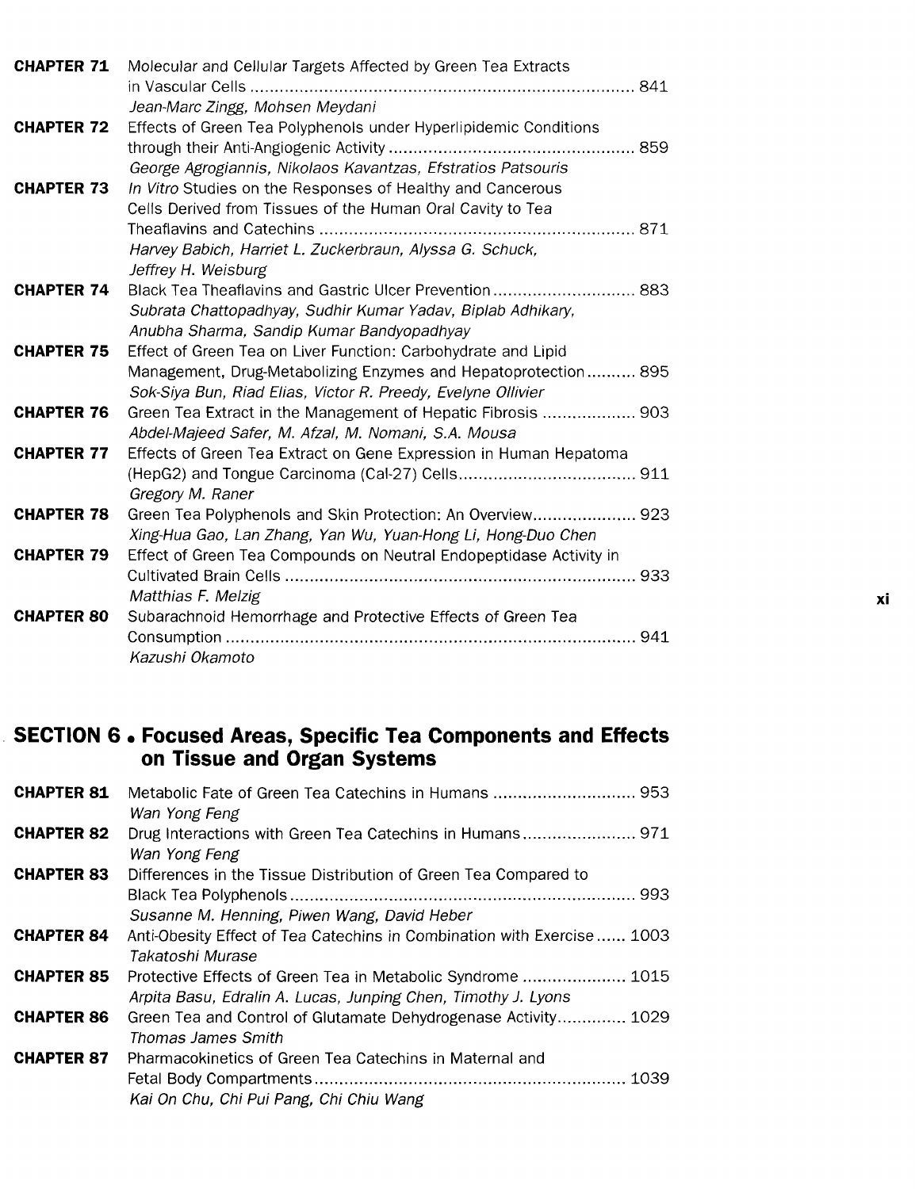**CHAPTER 71** Molecular and Cellular Targets Affected by Green Tea Extracts in Vascular Cells .......... 841
*Jean-Marc Zingg, Mohsen Meydani*

**CHAPTER 72** Effects of Green Tea Polyphenols under Hyperlipidemic Conditions through their Anti-Angiogenic Activity .......... 859
*George Agrogiannis, Nikolaos Kavantzas, Efstratios Patsouris*

**CHAPTER 73** *In Vitro* Studies on the Responses of Healthy and Cancerous Cells Derived from Tissues of the Human Oral Cavity to Tea Theaflavins and Catechins .......... 871
*Harvey Babich, Harriet L. Zuckerbraun, Alyssa G. Schuck, Jeffrey H. Weisburg*

**CHAPTER 74** Black Tea Theaflavins and Gastric Ulcer Prevention .......... 883
*Subrata Chattopadhyay, Sudhir Kumar Yadav, Biplab Adhikary, Anubha Sharma, Sandip Kumar Bandyopadhyay*

**CHAPTER 75** Effect of Green Tea on Liver Function: Carbohydrate and Lipid Management, Drug-Metabolizing Enzymes and Hepatoprotection .......... 895
*Sok-Siya Bun, Riad Elias, Victor R. Preedy, Evelyne Ollivier*

**CHAPTER 76** Green Tea Extract in the Management of Hepatic Fibrosis .......... 903
*Abdel-Majeed Safer, M. Afzal, M. Nomani, S.A. Mousa*

**CHAPTER 77** Effects of Green Tea Extract on Gene Expression in Human Hepatoma (HepG2) and Tongue Carcinoma (Cal-27) Cells .......... 911
*Gregory M. Raner*

**CHAPTER 78** Green Tea Polyphenols and Skin Protection: An Overview .......... 923
*Xing-Hua Gao, Lan Zhang, Yan Wu, Yuan-Hong Li, Hong-Duo Chen*

**CHAPTER 79** Effect of Green Tea Compounds on Neutral Endopeptidase Activity in Cultivated Brain Cells .......... 933
*Matthias F. Melzig*

**CHAPTER 80** Subarachnoid Hemorrhage and Protective Effects of Green Tea Consumption .......... 941
*Kazushi Okamoto*

## SECTION 6 • Focused Areas, Specific Tea Components and Effects on Tissue and Organ Systems

**CHAPTER 81** Metabolic Fate of Green Tea Catechins in Humans .......... 953
*Wan Yong Feng*

**CHAPTER 82** Drug Interactions with Green Tea Catechins in Humans .......... 971
*Wan Yong Feng*

**CHAPTER 83** Differences in the Tissue Distribution of Green Tea Compared to Black Tea Polyphenols .......... 993
*Susanne M. Henning, Piwen Wang, David Heber*

**CHAPTER 84** Anti-Obesity Effect of Tea Catechins in Combination with Exercise .......... 1003
*Takatoshi Murase*

**CHAPTER 85** Protective Effects of Green Tea in Metabolic Syndrome .......... 1015
*Arpita Basu, Edralin A. Lucas, Junping Chen, Timothy J. Lyons*

**CHAPTER 86** Green Tea and Control of Glutamate Dehydrogenase Activity .......... 1029
*Thomas James Smith*

**CHAPTER 87** Pharmacokinetics of Green Tea Catechins in Maternal and Fetal Body Compartments .......... 1039
*Kai On Chu, Chi Pui Pang, Chi Chiu Wang*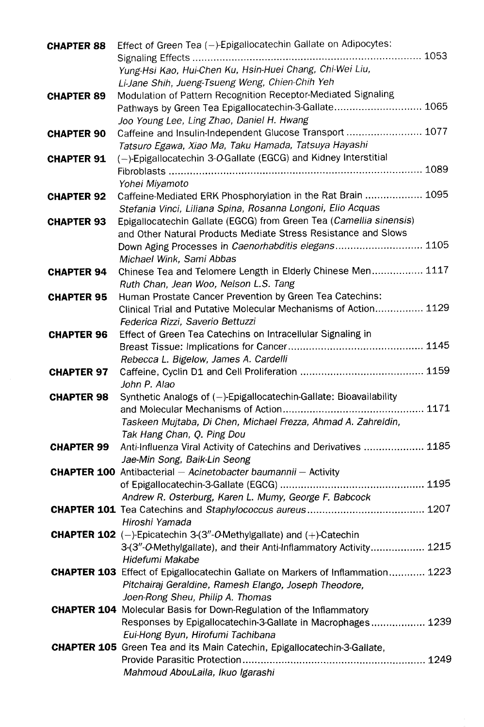**CHAPTER 88** Effect of Green Tea (−)-Epigallocatechin Gallate on Adipocytes: Signaling Effects ............................................................................ 1053
*Yung-Hsi Kao, Hui-Chen Ku, Hsin-Huei Chang, Chi-Wei Liu, Li-Jane Shih, Jueng-Tsueng Weng, Chien-Chih Yeh*

**CHAPTER 89** Modulation of Pattern Recognition Receptor-Mediated Signaling Pathways by Green Tea Epigallocatechin-3-Gallate............................ 1065
*Joo Young Lee, Ling Zhao, Daniel H. Hwang*

**CHAPTER 90** Caffeine and Insulin-Independent Glucose Transport ......................... 1077
*Tatsuro Egawa, Xiao Ma, Taku Hamada, Tatsuya Hayashi*

**CHAPTER 91** (−)-Epigallocatechin 3-*O*-Gallate (EGCG) and Kidney Interstitial Fibroblasts .................................................................................... 1089
*Yohei Miyamoto*

**CHAPTER 92** Caffeine-Mediated ERK Phosphorylation in the Rat Brain ................... 1095
*Stefania Vinci, Liliana Spina, Rosanna Longoni, Elio Acquas*

**CHAPTER 93** Epigallocatechin Gallate (EGCG) from Green Tea (*Camellia sinensis*) and Other Natural Products Mediate Stress Resistance and Slows Down Aging Processes in *Caenorhabditis elegans*............................ 1105
*Michael Wink, Sami Abbas*

**CHAPTER 94** Chinese Tea and Telomere Length in Elderly Chinese Men................. 1117
*Ruth Chan, Jean Woo, Nelson L.S. Tang*

**CHAPTER 95** Human Prostate Cancer Prevention by Green Tea Catechins: Clinical Trial and Putative Molecular Mechanisms of Action................ 1129
*Federica Rizzi, Saverio Bettuzzi*

**CHAPTER 96** Effect of Green Tea Catechins on Intracellular Signaling in Breast Tissue: Implications for Cancer............................................ 1145
*Rebecca L. Bigelow, James A. Cardelli*

**CHAPTER 97** Caffeine, Cyclin D1 and Cell Proliferation ........................................ 1159
*John P. Alao*

**CHAPTER 98** Synthetic Analogs of (−)-Epigallocatechin-Gallate: Bioavailability and Molecular Mechanisms of Action.............................................. 1171
*Taskeen Mujtaba, Di Chen, Michael Frezza, Ahmad A. Zahreldin, Tak Hang Chan, Q. Ping Dou*

**CHAPTER 99** Anti-Influenza Viral Activity of Catechins and Derivatives .................... 1185
*Jae-Min Song, Baik-Lin Seong*

**CHAPTER 100** Antibacterial – *Acinetobacter baumannii* – Activity of Epigallocatechin-3-Gallate (EGCG) ............................................... 1195
*Andrew R. Osterburg, Karen L. Mumy, George F. Babcock*

**CHAPTER 101** Tea Catechins and *Staphylococcus aureus*...................................... 1207
*Hiroshi Yamada*

**CHAPTER 102** (−)-Epicatechin 3-(3″-*O*-Methylgallate) and (+)-Catechin 3-(3″-*O*-Methylgallate), and their Anti-Inflammatory Activity.................. 1215
*Hidefumi Makabe*

**CHAPTER 103** Effect of Epigallocatechin Gallate on Markers of Inflammation............ 1223
*Pitchairaj Geraldine, Ramesh Elango, Joseph Theodore, Joen-Rong Sheu, Philip A. Thomas*

**CHAPTER 104** Molecular Basis for Down-Regulation of the Inflammatory Responses by Epigallocatechin-3-Gallate in Macrophages.................. 1239
*Eui-Hong Byun, Hirofumi Tachibana*

**CHAPTER 105** Green Tea and its Main Catechin, Epigallocatechin-3-Gallate, Provide Parasitic Protection............................................................ 1249
*Mahmoud AbouLaila, Ikuo Igarashi*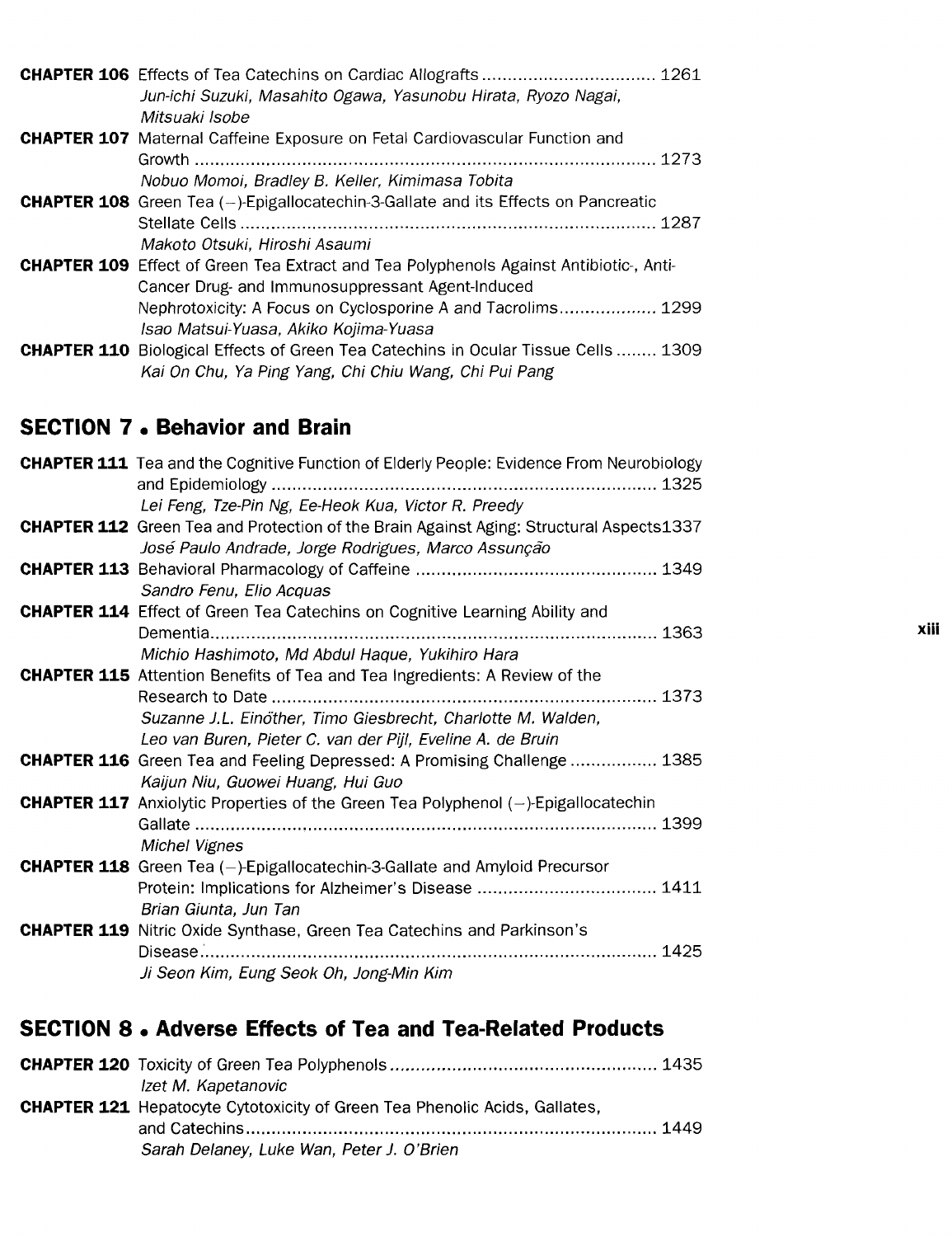**CHAPTER 106** Effects of Tea Catechins on Cardiac Allografts .................................. 1261
*Jun-ichi Suzuki, Masahito Ogawa, Yasunobu Hirata, Ryozo Nagai, Mitsuaki Isobe*

**CHAPTER 107** Maternal Caffeine Exposure on Fetal Cardiovascular Function and Growth ........................................................................................ 1273
*Nobuo Momoi, Bradley B. Keller, Kimimasa Tobita*

**CHAPTER 108** Green Tea (−)-Epigallocatechin-3-Gallate and its Effects on Pancreatic Stellate Cells ............................................................................... 1287
*Makoto Otsuki, Hiroshi Asaumi*

**CHAPTER 109** Effect of Green Tea Extract and Tea Polyphenols Against Antibiotic-, Anti-Cancer Drug- and Immunosuppressant Agent-Induced Nephrotoxicity: A Focus on Cyclosporine A and Tacrolims.................. 1299
*Isao Matsui-Yuasa, Akiko Kojima-Yuasa*

**CHAPTER 110** Biological Effects of Green Tea Catechins in Ocular Tissue Cells ........ 1309
*Kai On Chu, Ya Ping Yang, Chi Chiu Wang, Chi Pui Pang*

## SECTION 7 • Behavior and Brain

**CHAPTER 111** Tea and the Cognitive Function of Elderly People: Evidence From Neurobiology and Epidemiology ........................................................................... 1325
*Lei Feng, Tze-Pin Ng, Ee-Heok Kua, Victor R. Preedy*

**CHAPTER 112** Green Tea and Protection of the Brain Against Aging: Structural Aspects1337
*José Paulo Andrade, Jorge Rodrigues, Marco Assunção*

**CHAPTER 113** Behavioral Pharmacology of Caffeine .............................................. 1349
*Sandro Fenu, Elio Acquas*

**CHAPTER 114** Effect of Green Tea Catechins on Cognitive Learning Ability and Dementia....................................................................................... 1363
*Michio Hashimoto, Md Abdul Haque, Yukihiro Hara*

**CHAPTER 115** Attention Benefits of Tea and Tea Ingredients: A Review of the Research to Date ........................................................................... 1373
*Suzanne J.L. Einöther, Timo Giesbrecht, Charlotte M. Walden, Leo van Buren, Pieter C. van der Pijl, Eveline A. de Bruin*

**CHAPTER 116** Green Tea and Feeling Depressed: A Promising Challenge ................. 1385
*Kaijun Niu, Guowei Huang, Hui Guo*

**CHAPTER 117** Anxiolytic Properties of the Green Tea Polyphenol (−)-Epigallocatechin Gallate ......................................................................................... 1399
*Michel Vignes*

**CHAPTER 118** Green Tea (−)-Epigallocatechin-3-Gallate and Amyloid Precursor Protein: Implications for Alzheimer's Disease .................................. 1411
*Brian Giunta, Jun Tan*

**CHAPTER 119** Nitric Oxide Synthase, Green Tea Catechins and Parkinson's Disease........................................................................................ 1425
*Ji Seon Kim, Eung Seok Oh, Jong-Min Kim*

## SECTION 8 • Adverse Effects of Tea and Tea-Related Products

**CHAPTER 120** Toxicity of Green Tea Polyphenols .................................................... 1435
*Izet M. Kapetanovic*

**CHAPTER 121** Hepatocyte Cytotoxicity of Green Tea Phenolic Acids, Gallates, and Catechins................................................................................ 1449
*Sarah Delaney, Luke Wan, Peter J. O'Brien*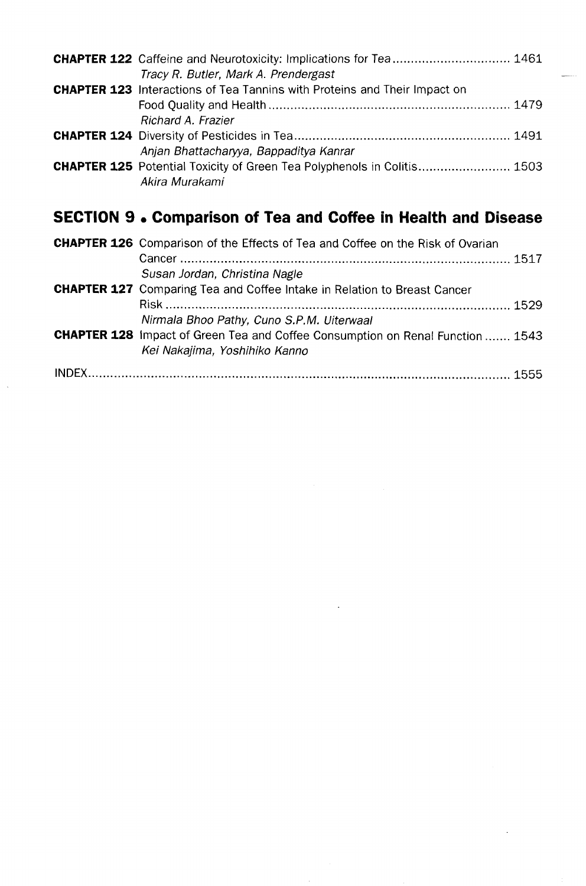**CHAPTER 122** Caffeine and Neurotoxicity: Implications for Tea ................................ 1461
*Tracy R. Butler, Mark A. Prendergast*

**CHAPTER 123** Interactions of Tea Tannins with Proteins and Their Impact on Food Quality and Health ................................................................ 1479
*Richard A. Frazier*

**CHAPTER 124** Diversity of Pesticides in Tea ........................................................... 1491
*Anjan Bhattacharyya, Bappaditya Kanrar*

**CHAPTER 125** Potential Toxicity of Green Tea Polyphenols in Colitis ......................... 1503
*Akira Murakami*

## SECTION 9 • Comparison of Tea and Coffee in Health and Disease

**CHAPTER 126** Comparison of the Effects of Tea and Coffee on the Risk of Ovarian Cancer ........................................................................................ 1517
*Susan Jordan, Christina Nagle*

**CHAPTER 127** Comparing Tea and Coffee Intake in Relation to Breast Cancer Risk .............................................................................................. 1529
*Nirmala Bhoo Pathy, Cuno S.P.M. Uiterwaal*

**CHAPTER 128** Impact of Green Tea and Coffee Consumption on Renal Function ....... 1543
*Kei Nakajima, Yoshihiko Kanno*

INDEX ............................................................................................................... 1555